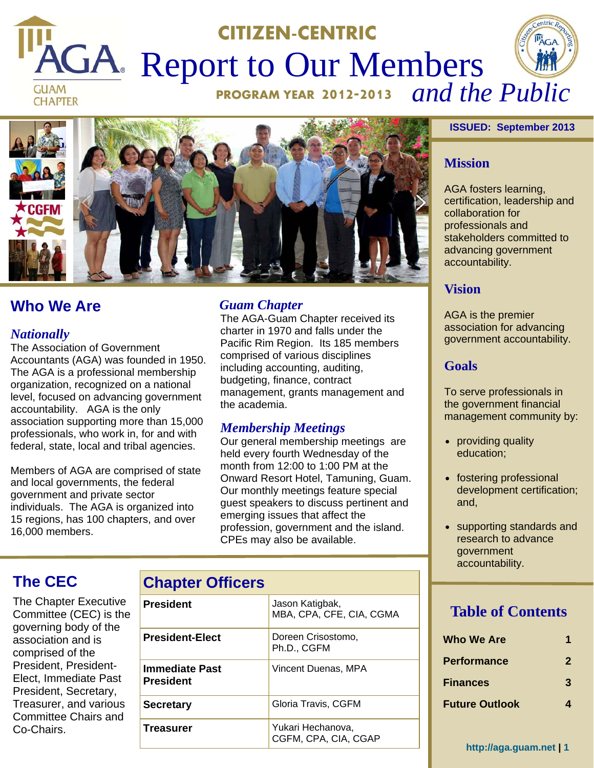# CITIZEN-CENTRIC Report to Our Members and the Public

**PROGRAM YEAR 2012-2013**

AGA GUAM CHAPTER

**ISSUED: September 2013**

## Mission

AGA fosters learning, certification, leadership and collaboration for professionals and stakeholders committed to advancing government accountability.

## Vision

AGA is the premier association for advancing government accountability.

## Goals

To serve professionals in the government financial management community by:

- providing quality education;
- fostering professional development certification; and,
- supporting standards and research to advance government accountability.

## Who We Are

### *Nationally*

The Association of Government Accountants (AGA) was founded in 1950. The AGA is a professional membership organization, recognized on a national level, focused on advancing government accountability. AGA is the only association supporting more than 15,000 professionals, who work in, for and with federal, state, local and tribal agencies.

Members of AGA are comprised of state and local governments, the federal government and private sector individuals. The AGA is organized into 15 regions, has 100 chapters, and over 16,000 members.

### *Guam Chapter*

The AGA-Guam Chapter received its charter in 1970 and falls under the Pacific Rim Region. Its 185 members comprised of various disciplines including accounting, auditing, budgeting, finance, contract management, grants management and the academia.

### *Membership Meetings*

Our general membership meetings are held every fourth Wednesday of the month from 12:00 to 1:00 PM at the Onward Resort Hotel, Tamuning, Guam. Our monthly meetings feature special guest speakers to discuss pertinent and emerging issues that affect the profession, government and the island. CPEs may also be available.

## The CEC

The Chapter Executive Committee (CEC) is the governing body of the association and is comprised of the President, President-Elect, Immediate Past President, Secretary, Treasurer, and various Committee Chairs and Co-Chairs.

## Chapter Officers

| Position | Name |
|---|---|
| **President** | Jason Katigbak, MBA, CPA, CFE, CIA, CGMA |
| **President-Elect** | Doreen Crisostomo, Ph.D., CGFM |
| **Immediate Past President** | Vincent Duenas, MPA |
| **Secretary** | Gloria Travis, CGFM |
| **Treasurer** | Yukari Hechanova, CGFM, CPA, CIA, CGAP |

## Table of Contents

| | |
|---|---|
| **Who We Are** | **1** |
| **Performance** | **2** |
| **Finances** | **3** |
| **Future Outlook** | **4** |

http://aga.guam.net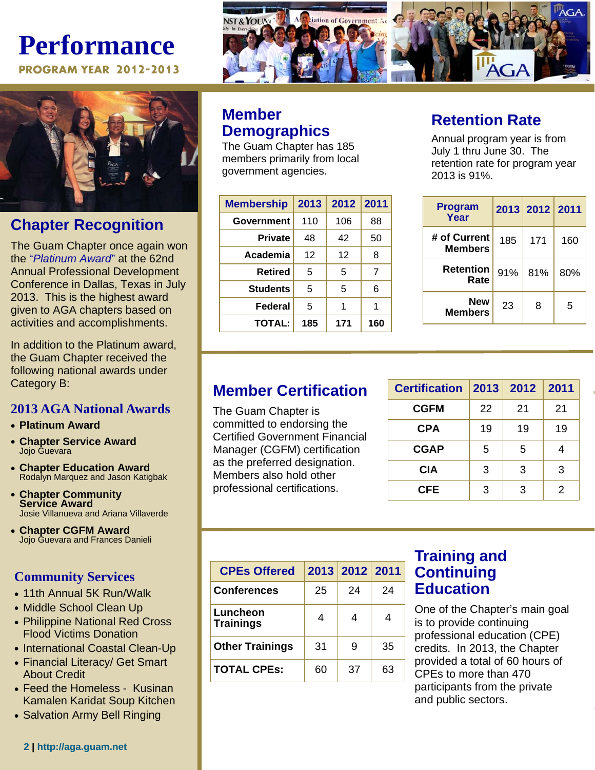# Performance

**PROGRAM YEAR 2012-2013**

## Chapter Recognition

The Guam Chapter once again won the "*Platinum Award*" at the 62nd Annual Professional Development Conference in Dallas, Texas in July 2013. This is the highest award given to AGA chapters based on activities and accomplishments.

In addition to the Platinum award, the Guam Chapter received the following national awards under Category B:

### 2013 AGA National Awards

- **Platinum Award**
- **Chapter Service Award**
  Jojo Guevara
- **Chapter Education Award**
  Rodalyn Marquez and Jason Katigbak
- **Chapter Community Service Award**
  Josie Villanueva and Ariana Villaverde
- **Chapter CGFM Award**
  Jojo Guevara and Frances Danieli

### Community Services

- 11th Annual 5K Run/Walk
- Middle School Clean Up
- Philippine National Red Cross Flood Victims Donation
- International Coastal Clean-Up
- Financial Literacy/ Get Smart About Credit
- Feed the Homeless - Kusinan Kamalen Karidat Soup Kitchen
- Salvation Army Bell Ringing

## Member Demographics

The Guam Chapter has 185 members primarily from local government agencies.

| Membership | 2013 | 2012 | 2011 |
|---|---|---|---|
| Government | 110 | 106 | 88 |
| Private | 48 | 42 | 50 |
| Academia | 12 | 12 | 8 |
| Retired | 5 | 5 | 7 |
| Students | 5 | 5 | 6 |
| Federal | 5 | 1 | 1 |
| **TOTAL:** | **185** | **171** | **160** |

## Retention Rate

Annual program year is from July 1 thru June 30. The retention rate for program year 2013 is 91%.

| Program Year | 2013 | 2012 | 2011 |
|---|---|---|---|
| # of Current Members | 185 | 171 | 160 |
| Retention Rate | 91% | 81% | 80% |
| New Members | 23 | 8 | 5 |

## Member Certification

The Guam Chapter is committed to endorsing the Certified Government Financial Manager (CGFM) certification as the preferred designation. Members also hold other professional certifications.

| Certification | 2013 | 2012 | 2011 |
|---|---|---|---|
| CGFM | 22 | 21 | 21 |
| CPA | 19 | 19 | 19 |
| CGAP | 5 | 5 | 4 |
| CIA | 3 | 3 | 3 |
| CFE | 3 | 3 | 2 |

## Training and Continuing Education

One of the Chapter's main goal is to provide continuing professional education (CPE) credits. In 2013, the Chapter provided a total of 60 hours of CPEs to more than 470 participants from the private and public sectors.

| CPEs Offered | 2013 | 2012 | 2011 |
|---|---|---|---|
| Conferences | 25 | 24 | 24 |
| Luncheon Trainings | 4 | 4 | 4 |
| Other Trainings | 31 | 9 | 35 |
| **TOTAL CPEs:** | 60 | 37 | 63 |

**http://aga.guam.net**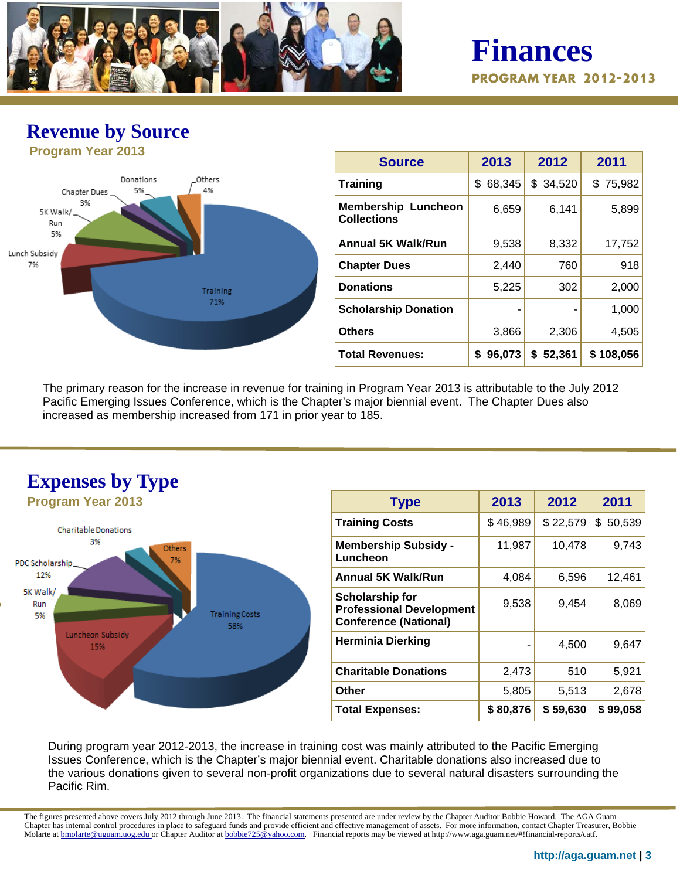# Finances

**PROGRAM YEAR 2012-2013**

## Revenue by Source

**Program Year 2013**

| Source | 2013 | 2012 | 2011 |
|---|---|---|---|
| Training | $ 68,345 | $ 34,520 | $ 75,982 |
| Membership Luncheon Collections | 6,659 | 6,141 | 5,899 |
| Annual 5K Walk/Run | 9,538 | 8,332 | 17,752 |
| Chapter Dues | 2,440 | 760 | 918 |
| Donations | 5,225 | 302 | 2,000 |
| Scholarship Donation | - | - | 1,000 |
| Others | 3,866 | 2,306 | 4,505 |
| **Total Revenues:** | **$ 96,073** | **$ 52,361** | **$ 108,056** |

The primary reason for the increase in revenue for training in Program Year 2013 is attributable to the July 2012 Pacific Emerging Issues Conference, which is the Chapter's major biennial event. The Chapter Dues also increased as membership increased from 171 in prior year to 185.

## Expenses by Type

**Program Year 2013**

| Type | 2013 | 2012 | 2011 |
|---|---|---|---|
| Training Costs | $ 46,989 | $ 22,579 | $ 50,539 |
| Membership Subsidy - Luncheon | 11,987 | 10,478 | 9,743 |
| Annual 5K Walk/Run | 4,084 | 6,596 | 12,461 |
| Scholarship for Professional Development Conference (National) | 9,538 | 9,454 | 8,069 |
| Herminia Dierking | - | 4,500 | 9,647 |
| Charitable Donations | 2,473 | 510 | 5,921 |
| Other | 5,805 | 5,513 | 2,678 |
| **Total Expenses:** | **$ 80,876** | **$ 59,630** | **$ 99,058** |

During program year 2012-2013, the increase in training cost was mainly attributed to the Pacific Emerging Issues Conference, which is the Chapter's major biennial event. Charitable donations also increased due to the various donations given to several non-profit organizations due to several natural disasters surrounding the Pacific Rim.

The figures presented above covers July 2012 through June 2013. The financial statements presented are under review by the Chapter Auditor Bobbie Howard. The AGA Guam Chapter has internal control procedures in place to safeguard funds and provide efficient and effective management of assets. For more information, contact Chapter Treasurer, Bobbie Molarte at bmolarte@uguam.uog.edu or Chapter Auditor at bobbie725@yahoo.com. Financial reports may be viewed at http://www.aga.guam.net/#!financial-reports/catf.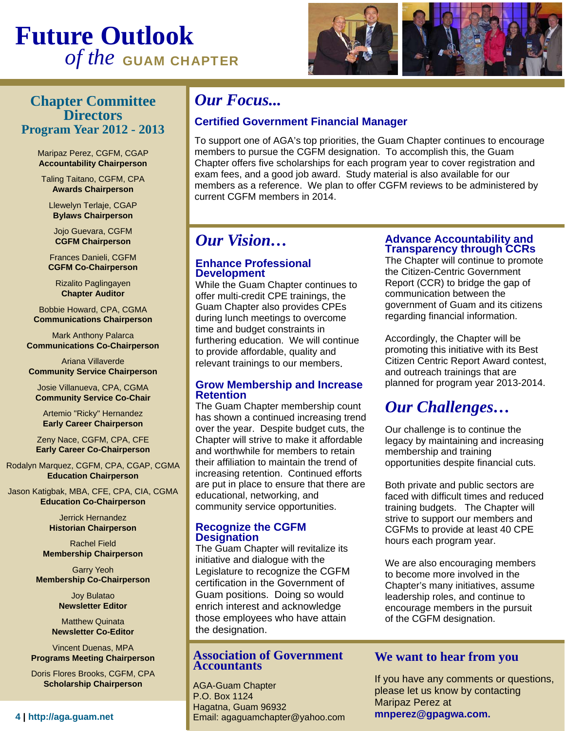# Future Outlook *of the* GUAM CHAPTER

## Chapter Committee Directors Program Year 2012 - 2013

Maripaz Perez, CGFM, CGAP
**Accountability Chairperson**

Taling Taitano, CGFM, CPA
**Awards Chairperson**

Llewelyn Terlaje, CGAP
**Bylaws Chairperson**

Jojo Guevara, CGFM
**CGFM Chairperson**

Frances Danieli, CGFM
**CGFM Co-Chairperson**

Rizalito Paglingayen
**Chapter Auditor**

Bobbie Howard, CPA, CGMA
**Communications Chairperson**

Mark Anthony Palarca
**Communications Co-Chairperson**

Ariana Villaverde
**Community Service Chairperson**

Josie Villanueva, CPA, CGMA
**Community Service Co-Chair**

Artemio "Ricky" Hernandez
**Early Career Chairperson**

Zeny Nace, CGFM, CPA, CFE
**Early Career Co-Chairperson**

Rodalyn Marquez, CGFM, CPA, CGAP, CGMA
**Education Chairperson**

Jason Katigbak, MBA, CFE, CPA, CIA, CGMA
**Education Co-Chairperson**

Jerrick Hernandez
**Historian Chairperson**

Rachel Field
**Membership Chairperson**

Garry Yeoh
**Membership Co-Chairperson**

Joy Bulatao
**Newsletter Editor**

Matthew Quinata
**Newsletter Co-Editor**

Vincent Duenas, MPA
**Programs Meeting Chairperson**

Doris Flores Brooks, CGFM, CPA
**Scholarship Chairperson**

http://aga.guam.net

## *Our Focus...*

### Certified Government Financial Manager

To support one of AGA's top priorities, the Guam Chapter continues to encourage members to pursue the CGFM designation. To accomplish this, the Guam Chapter offers five scholarships for each program year to cover registration and exam fees, and a good job award. Study material is also available for our members as a reference. We plan to offer CGFM reviews to be administered by current CGFM members in 2014.

## *Our Vision…*

### Enhance Professional Development

While the Guam Chapter continues to offer multi-credit CPE trainings, the Guam Chapter also provides CPEs during lunch meetings to overcome time and budget constraints in furthering education. We will continue to provide affordable, quality and relevant trainings to our members.

### Grow Membership and Increase Retention

The Guam Chapter membership count has shown a continued increasing trend over the year. Despite budget cuts, the Chapter will strive to make it affordable and worthwhile for members to retain their affiliation to maintain the trend of increasing retention. Continued efforts are put in place to ensure that there are educational, networking, and community service opportunities.

### Recognize the CGFM Designation

The Guam Chapter will revitalize its initiative and dialogue with the Legislature to recognize the CGFM certification in the Government of Guam positions. Doing so would enrich interest and acknowledge those employees who have attain the designation.

### Advance Accountability and Transparency through CCRs

The Chapter will continue to promote the Citizen-Centric Government Report (CCR) to bridge the gap of communication between the government of Guam and its citizens regarding financial information.

Accordingly, the Chapter will be promoting this initiative with its Best Citizen Centric Report Award contest, and outreach trainings that are planned for program year 2013-2014.

## *Our Challenges…*

Our challenge is to continue the legacy by maintaining and increasing membership and training opportunities despite financial cuts.

Both private and public sectors are faced with difficult times and reduced training budgets. The Chapter will strive to support our members and CGFMs to provide at least 40 CPE hours each program year.

We are also encouraging members to become more involved in the Chapter's many initiatives, assume leadership roles, and continue to encourage members in the pursuit of the CGFM designation.

## Association of Government Accountants

AGA-Guam Chapter
P.O. Box 1124
Hagatna, Guam 96932
Email: agaguamchapter@yahoo.com

## We want to hear from you

If you have any comments or questions, please let us know by contacting Maripaz Perez at **mnperez@gpagwa.com.**